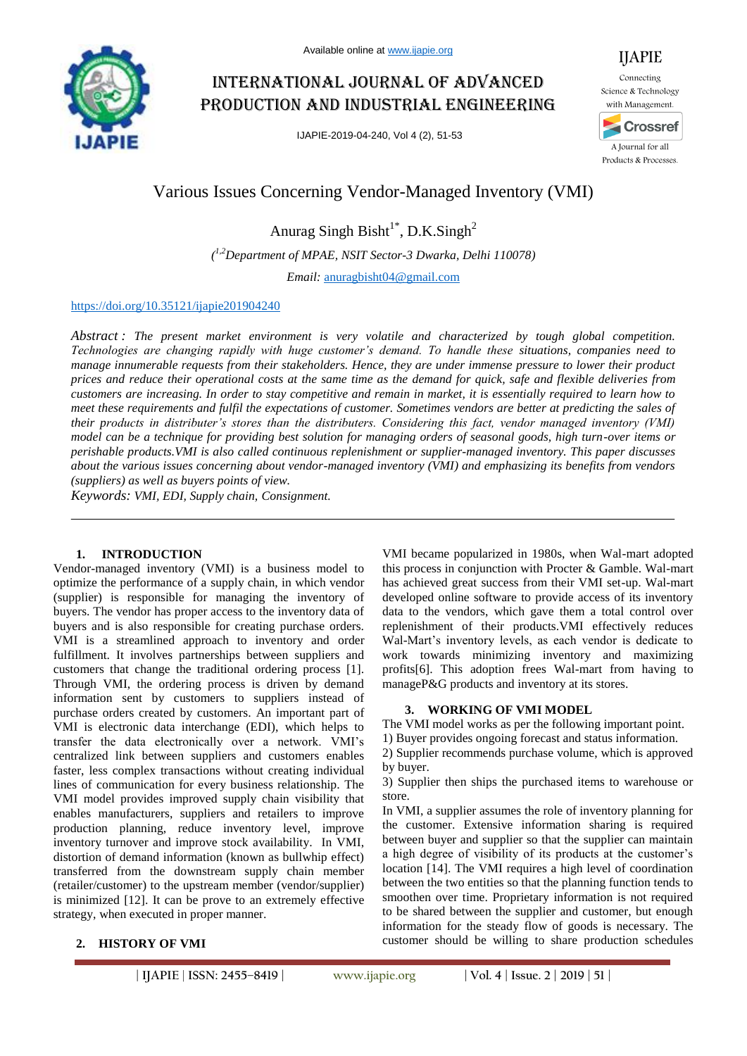# Various Issues Concerning Vendor-Managed Inventory (VMI)

Anurag Singh Bisht[1*], D.K.Singh[2]

*([1,2]Department of MPAE, NSIT Sector-3 Dwarka, Delhi 110078)*

*Email:* anuragbisht04@gmail.com

https://doi.org/10.35121/ijapie201904240

*Abstract : The present market environment is very volatile and characterized by tough global competition. Technologies are changing rapidly with huge customer's demand. To handle these situations, companies need to manage innumerable requests from their stakeholders. Hence, they are under immense pressure to lower their product prices and reduce their operational costs at the same time as the demand for quick, safe and flexible deliveries from customers are increasing. In order to stay competitive and remain in market, it is essentially required to learn how to meet these requirements and fulfil the expectations of customer. Sometimes vendors are better at predicting the sales of their products in distributer's stores than the distributers. Considering this fact, vendor managed inventory (VMI) model can be a technique for providing best solution for managing orders of seasonal goods, high turn-over items or perishable products.VMI is also called continuous replenishment or supplier-managed inventory. This paper discusses about the various issues concerning about vendor-managed inventory (VMI) and emphasizing its benefits from vendors (suppliers) as well as buyers points of view.*

*Keywords: VMI, EDI, Supply chain, Consignment.*

## 1. INTRODUCTION

Vendor-managed inventory (VMI) is a business model to optimize the performance of a supply chain, in which vendor (supplier) is responsible for managing the inventory of buyers. The vendor has proper access to the inventory data of buyers and is also responsible for creating purchase orders. VMI is a streamlined approach to inventory and order fulfillment. It involves partnerships between suppliers and customers that change the traditional ordering process [1]. Through VMI, the ordering process is driven by demand information sent by customers to suppliers instead of purchase orders created by customers. An important part of VMI is electronic data interchange (EDI), which helps to transfer the data electronically over a network. VMI's centralized link between suppliers and customers enables faster, less complex transactions without creating individual lines of communication for every business relationship. The VMI model provides improved supply chain visibility that enables manufacturers, suppliers and retailers to improve production planning, reduce inventory level, improve inventory turnover and improve stock availability. In VMI, distortion of demand information (known as bullwhip effect) transferred from the downstream supply chain member (retailer/customer) to the upstream member (vendor/supplier) is minimized [12]. It can be prove to an extremely effective strategy, when executed in proper manner.

## 2. HISTORY OF VMI

VMI became popularized in 1980s, when Wal-mart adopted this process in conjunction with Procter & Gamble. Wal-mart has achieved great success from their VMI set-up. Wal-mart developed online software to provide access of its inventory data to the vendors, which gave them a total control over replenishment of their products.VMI effectively reduces Wal-Mart's inventory levels, as each vendor is dedicate to work towards minimizing inventory and maximizing profits[6]. This adoption frees Wal-mart from having to manageP&G products and inventory at its stores.

## 3. WORKING OF VMI MODEL

The VMI model works as per the following important point.

1) Buyer provides ongoing forecast and status information.
2) Supplier recommends purchase volume, which is approved by buyer.
3) Supplier then ships the purchased items to warehouse or store.

In VMI, a supplier assumes the role of inventory planning for the customer. Extensive information sharing is required between buyer and supplier so that the supplier can maintain a high degree of visibility of its products at the customer's location [14]. The VMI requires a high level of coordination between the two entities so that the planning function tends to smoothen over time. Proprietary information is not required to be shared between the supplier and customer, but enough information for the steady flow of goods is necessary. The customer should be willing to share production schedules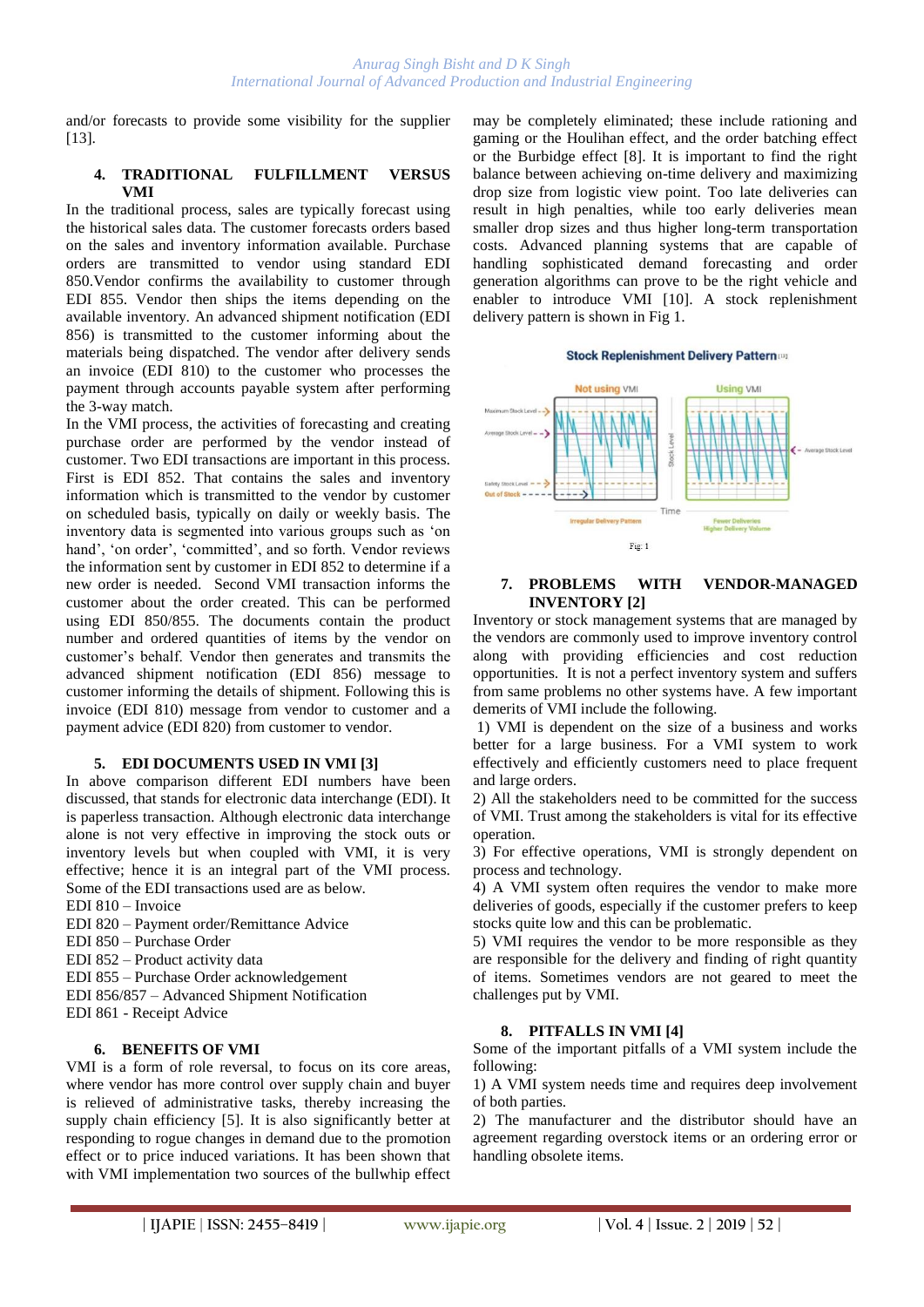and/or forecasts to provide some visibility for the supplier [13].

## 4. TRADITIONAL FULFILLMENT VERSUS VMI

In the traditional process, sales are typically forecast using the historical sales data. The customer forecasts orders based on the sales and inventory information available. Purchase orders are transmitted to vendor using standard EDI 850.Vendor confirms the availability to customer through EDI 855. Vendor then ships the items depending on the available inventory. An advanced shipment notification (EDI 856) is transmitted to the customer informing about the materials being dispatched. The vendor after delivery sends an invoice (EDI 810) to the customer who processes the payment through accounts payable system after performing the 3-way match.

In the VMI process, the activities of forecasting and creating purchase order are performed by the vendor instead of customer. Two EDI transactions are important in this process. First is EDI 852. That contains the sales and inventory information which is transmitted to the vendor by customer on scheduled basis, typically on daily or weekly basis. The inventory data is segmented into various groups such as 'on hand', 'on order', 'committed', and so forth. Vendor reviews the information sent by customer in EDI 852 to determine if a new order is needed. Second VMI transaction informs the customer about the order created. This can be performed using EDI 850/855. The documents contain the product number and ordered quantities of items by the vendor on customer's behalf. Vendor then generates and transmits the advanced shipment notification (EDI 856) message to customer informing the details of shipment. Following this is invoice (EDI 810) message from vendor to customer and a payment advice (EDI 820) from customer to vendor.

## 5. EDI DOCUMENTS USED IN VMI [3]

In above comparison different EDI numbers have been discussed, that stands for electronic data interchange (EDI). It is paperless transaction. Although electronic data interchange alone is not very effective in improving the stock outs or inventory levels but when coupled with VMI, it is very effective; hence it is an integral part of the VMI process. Some of the EDI transactions used are as below.

EDI 810 – Invoice  
EDI 820 – Payment order/Remittance Advice  
EDI 850 – Purchase Order  
EDI 852 – Product activity data  
EDI 855 – Purchase Order acknowledgement  
EDI 856/857 – Advanced Shipment Notification  
EDI 861 - Receipt Advice

## 6. BENEFITS OF VMI

VMI is a form of role reversal, to focus on its core areas, where vendor has more control over supply chain and buyer is relieved of administrative tasks, thereby increasing the supply chain efficiency [5]. It is also significantly better at responding to rogue changes in demand due to the promotion effect or to price induced variations. It has been shown that with VMI implementation two sources of the bullwhip effect may be completely eliminated; these include rationing and gaming or the Houlihan effect, and the order batching effect or the Burbidge effect [8]. It is important to find the right balance between achieving on-time delivery and maximizing drop size from logistic view point. Too late deliveries can result in high penalties, while too early deliveries mean smaller drop sizes and thus higher long-term transportation costs. Advanced planning systems that are capable of handling sophisticated demand forecasting and order generation algorithms can prove to be the right vehicle and enabler to introduce VMI [10]. A stock replenishment delivery pattern is shown in Fig 1.

Fig: 1

## 7. PROBLEMS WITH VENDOR-MANAGED INVENTORY [2]

Inventory or stock management systems that are managed by the vendors are commonly used to improve inventory control along with providing efficiencies and cost reduction opportunities. It is not a perfect inventory system and suffers from same problems no other systems have. A few important demerits of VMI include the following.

1) VMI is dependent on the size of a business and works better for a large business. For a VMI system to work effectively and efficiently customers need to place frequent and large orders.

2) All the stakeholders need to be committed for the success of VMI. Trust among the stakeholders is vital for its effective operation.

3) For effective operations, VMI is strongly dependent on process and technology.

4) A VMI system often requires the vendor to make more deliveries of goods, especially if the customer prefers to keep stocks quite low and this can be problematic.

5) VMI requires the vendor to be more responsible as they are responsible for the delivery and finding of right quantity of items. Sometimes vendors are not geared to meet the challenges put by VMI.

## 8. PITFALLS IN VMI [4]

Some of the important pitfalls of a VMI system include the following:

1) A VMI system needs time and requires deep involvement of both parties.

2) The manufacturer and the distributor should have an agreement regarding overstock items or an ordering error or handling obsolete items.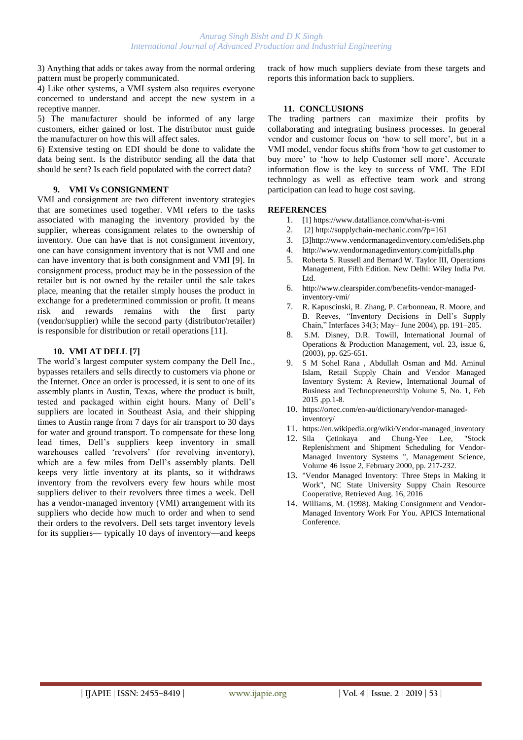3) Anything that adds or takes away from the normal ordering pattern must be properly communicated.

4) Like other systems, a VMI system also requires everyone concerned to understand and accept the new system in a receptive manner.

5) The manufacturer should be informed of any large customers, either gained or lost. The distributor must guide the manufacturer on how this will affect sales.

6) Extensive testing on EDI should be done to validate the data being sent. Is the distributor sending all the data that should be sent? Is each field populated with the correct data?

## 9. VMI Vs CONSIGNMENT

VMI and consignment are two different inventory strategies that are sometimes used together. VMI refers to the tasks associated with managing the inventory provided by the supplier, whereas consignment relates to the ownership of inventory. One can have that is not consignment inventory, one can have consignment inventory that is not VMI and one can have inventory that is both consignment and VMI [9]. In consignment process, product may be in the possession of the retailer but is not owned by the retailer until the sale takes place, meaning that the retailer simply houses the product in exchange for a predetermined commission or profit. It means risk and rewards remains with the first party (vendor/supplier) while the second party (distributor/retailer) is responsible for distribution or retail operations [11].

## 10. VMI AT DELL [7]

The world's largest computer system company the Dell Inc., bypasses retailers and sells directly to customers via phone or the Internet. Once an order is processed, it is sent to one of its assembly plants in Austin, Texas, where the product is built, tested and packaged within eight hours. Many of Dell's suppliers are located in Southeast Asia, and their shipping times to Austin range from 7 days for air transport to 30 days for water and ground transport. To compensate for these long lead times, Dell's suppliers keep inventory in small warehouses called 'revolvers' (for revolving inventory), which are a few miles from Dell's assembly plants. Dell keeps very little inventory at its plants, so it withdraws inventory from the revolvers every few hours while most suppliers deliver to their revolvers three times a week. Dell has a vendor-managed inventory (VMI) arrangement with its suppliers who decide how much to order and when to send their orders to the revolvers. Dell sets target inventory levels for its suppliers— typically 10 days of inventory—and keeps track of how much suppliers deviate from these targets and reports this information back to suppliers.

## 11. CONCLUSIONS

The trading partners can maximize their profits by collaborating and integrating business processes. In general vendor and customer focus on 'how to sell more', but in a VMI model, vendor focus shifts from 'how to get customer to buy more' to 'how to help Customer sell more'. Accurate information flow is the key to success of VMI. The EDI technology as well as effective team work and strong participation can lead to huge cost saving.

## REFERENCES

1. [1] https://www.datalliance.com/what-is-vmi
2. [2] http://supplychain-mechanic.com/?p=161
3. [3]http://www.vendormanagedinventory.com/ediSets.php
4. http://www.vendormanagedinventory.com/pitfalls.php
5. Roberta S. Russell and Bernard W. Taylor III, Operations Management, Fifth Edition. New Delhi: Wiley India Pvt. Ltd.
6. http://www.clearspider.com/benefits-vendor-managed-inventory-vmi/
7. R. Kapuscinski, R. Zhang, P. Carbonneau, R. Moore, and B. Reeves, "Inventory Decisions in Dell's Supply Chain," Interfaces 34(3; May– June 2004), pp. 191–205.
8. S.M. Disney, D.R. Towill, International Journal of Operations & Production Management, vol. 23, issue 6, (2003), pp. 625-651.
9. S M Sohel Rana , Abdullah Osman and Md. Aminul Islam, Retail Supply Chain and Vendor Managed Inventory System: A Review, International Journal of Business and Technopreneurship Volume 5, No. 1, Feb 2015 ,pp.1-8.
10. https://ortec.com/en-au/dictionary/vendor-managed-inventory/
11. https://en.wikipedia.org/wiki/Vendor-managed_inventory
12. Sila Çetinkaya and Chung-Yee Lee, "Stock Replenishment and Shipment Scheduling for Vendor-Managed Inventory Systems ", Management Science, Volume 46 Issue 2, February 2000, pp. 217-232.
13. "Vendor Managed Inventory: Three Steps in Making it Work", NC State University Suppy Chain Resource Cooperative, Retrieved Aug. 16, 2016
14. Williams, M. (1998). Making Consignment and Vendor-Managed Inventory Work For You. APICS International Conference.